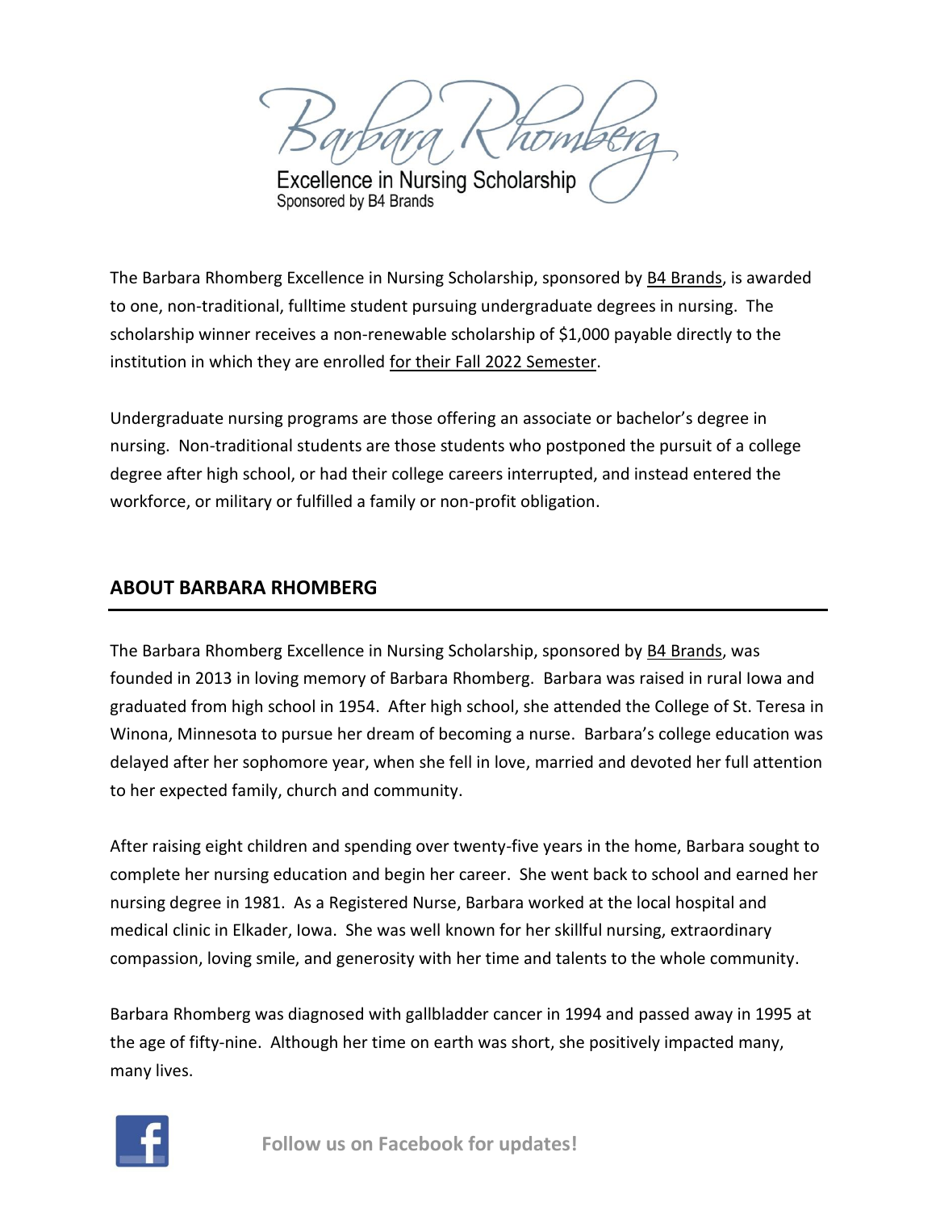# Barbara Rhomberg

Excellence in Nursing Scholarship
Sponsored by B4 Brands

The Barbara Rhomberg Excellence in Nursing Scholarship, sponsored by B4 Brands, is awarded to one, non-traditional, fulltime student pursuing undergraduate degrees in nursing. The scholarship winner receives a non-renewable scholarship of $1,000 payable directly to the institution in which they are enrolled for their Fall 2022 Semester.

Undergraduate nursing programs are those offering an associate or bachelor's degree in nursing. Non-traditional students are those students who postponed the pursuit of a college degree after high school, or had their college careers interrupted, and instead entered the workforce, or military or fulfilled a family or non-profit obligation.

## ABOUT BARBARA RHOMBERG

The Barbara Rhomberg Excellence in Nursing Scholarship, sponsored by B4 Brands, was founded in 2013 in loving memory of Barbara Rhomberg. Barbara was raised in rural Iowa and graduated from high school in 1954. After high school, she attended the College of St. Teresa in Winona, Minnesota to pursue her dream of becoming a nurse. Barbara's college education was delayed after her sophomore year, when she fell in love, married and devoted her full attention to her expected family, church and community.

After raising eight children and spending over twenty-five years in the home, Barbara sought to complete her nursing education and begin her career. She went back to school and earned her nursing degree in 1981. As a Registered Nurse, Barbara worked at the local hospital and medical clinic in Elkader, Iowa. She was well known for her skillful nursing, extraordinary compassion, loving smile, and generosity with her time and talents to the whole community.

Barbara Rhomberg was diagnosed with gallbladder cancer in 1994 and passed away in 1995 at the age of fifty-nine. Although her time on earth was short, she positively impacted many, many lives.

**Follow us on Facebook for updates!**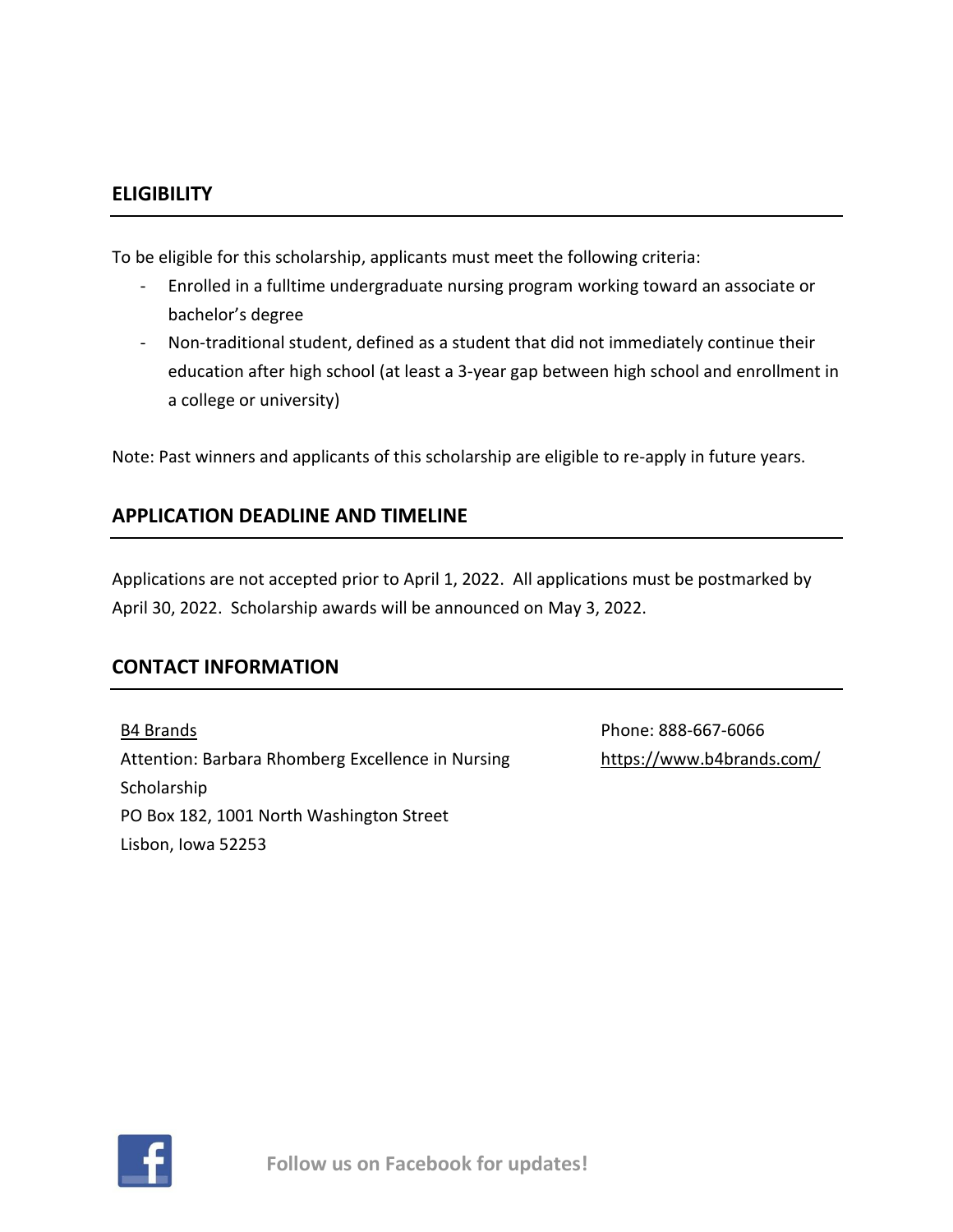## ELIGIBILITY

To be eligible for this scholarship, applicants must meet the following criteria:

- Enrolled in a fulltime undergraduate nursing program working toward an associate or bachelor's degree
- Non-traditional student, defined as a student that did not immediately continue their education after high school (at least a 3-year gap between high school and enrollment in a college or university)

Note: Past winners and applicants of this scholarship are eligible to re-apply in future years.

## APPLICATION DEADLINE AND TIMELINE

Applications are not accepted prior to April 1, 2022. All applications must be postmarked by April 30, 2022. Scholarship awards will be announced on May 3, 2022.

## CONTACT INFORMATION

B4 Brands
Attention: Barbara Rhomberg Excellence in Nursing Scholarship
PO Box 182, 1001 North Washington Street
Lisbon, Iowa 52253

Phone: 888-667-6066
https://www.b4brands.com/

**Follow us on Facebook for updates!**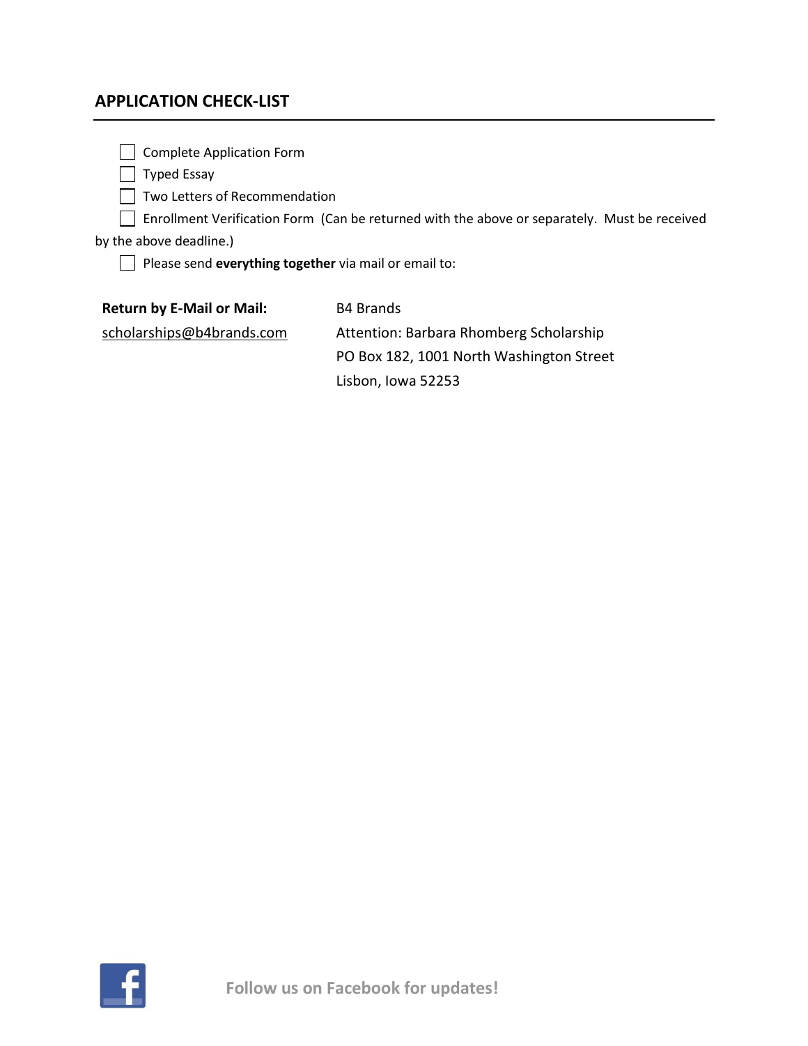## APPLICATION CHECK-LIST

- ☐ Complete Application Form
- ☐ Typed Essay
- ☐ Two Letters of Recommendation
- ☐ Enrollment Verification Form (Can be returned with the above or separately. Must be received by the above deadline.)
- ☐ Please send **everything together** via mail or email to:

| **Return by E-Mail or Mail:** | B4 Brands |
|---|---|
| scholarships@b4brands.com | Attention: Barbara Rhomberg Scholarship |
| | PO Box 182, 1001 North Washington Street |
| | Lisbon, Iowa 52253 |

**Follow us on Facebook for updates!**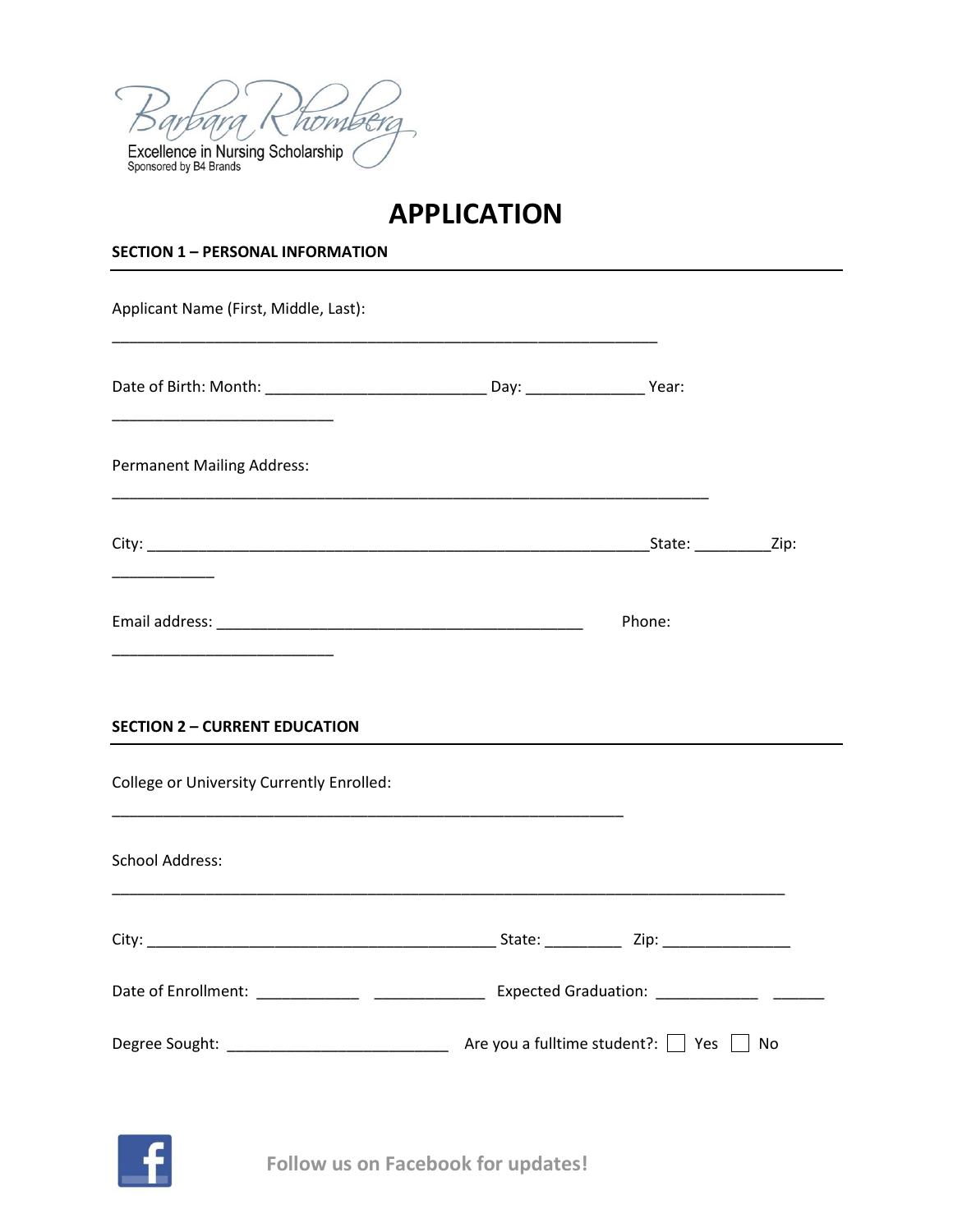Barbara Rhomberg
Excellence in Nursing Scholarship
Sponsored by B4 Brands

# APPLICATION

## SECTION 1 – PERSONAL INFORMATION

Applicant Name (First, Middle, Last):

_______________________________________________________________

Date of Birth: Month: _________________________ Day: _____________ Year: _________________________

Permanent Mailing Address:

_____________________________________________________________________

City: _________________________________________________________State: _________Zip: ____________

Email address: __________________________________________ Phone: _________________________

## SECTION 2 – CURRENT EDUCATION

College or University Currently Enrolled:

___________________________________________________________

School Address:

_____________________________________________________________________________

City: ________________________________________ State: _________ Zip: _______________

Date of Enrollment: ____________ _____________ Expected Graduation: ____________ ______

Degree Sought: _________________________ Are you a fulltime student?: ☐ Yes ☐ No

Follow us on Facebook for updates!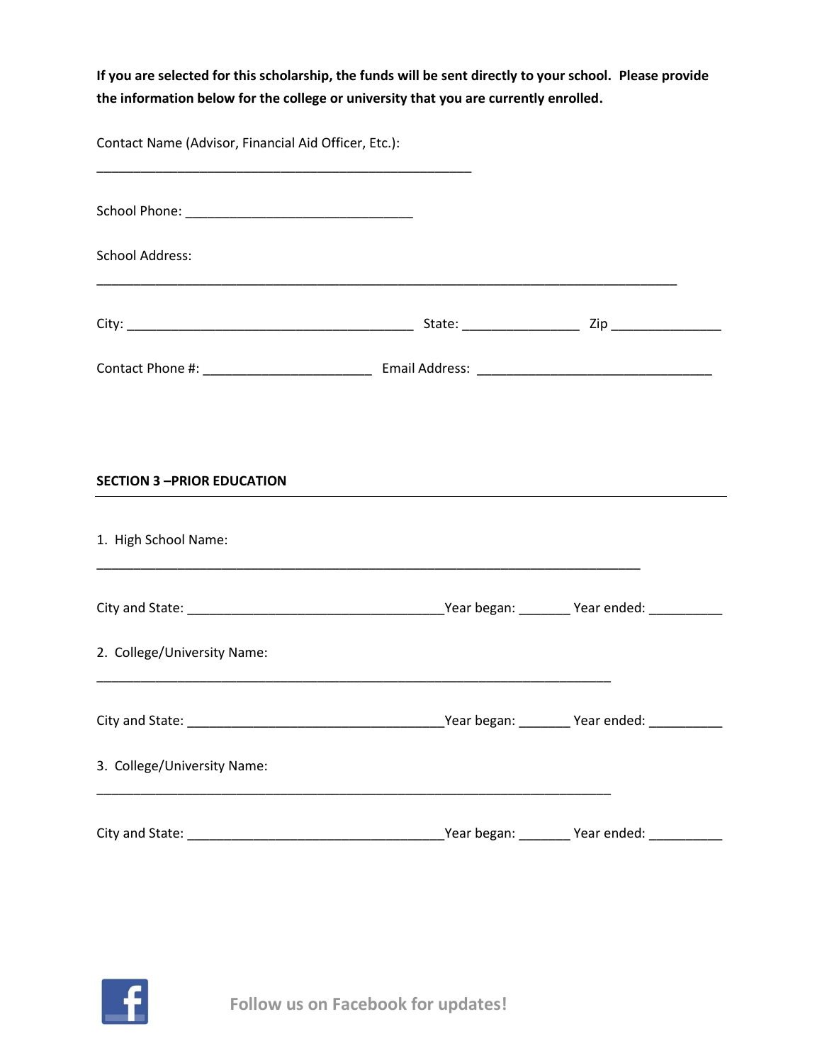**If you are selected for this scholarship, the funds will be sent directly to your school. Please provide the information below for the college or university that you are currently enrolled.**

Contact Name (Advisor, Financial Aid Officer, Etc.):

_____________________________________________________

School Phone: ________________________________

School Address:

___________________________________________________________________________________

City: _________________________________________ State: ________________ Zip _______________

Contact Phone #: _______________________ Email Address: ________________________________

## SECTION 3 –PRIOR EDUCATION

1. High School Name:

_____________________________________________________________________________

City and State: ___________________________________Year began: _______ Year ended: __________

2. College/University Name:

_________________________________________________________________________

City and State: ___________________________________Year began: _______ Year ended: __________

3. College/University Name:

_________________________________________________________________________

City and State: ___________________________________Year began: _______ Year ended: __________

Follow us on Facebook for updates!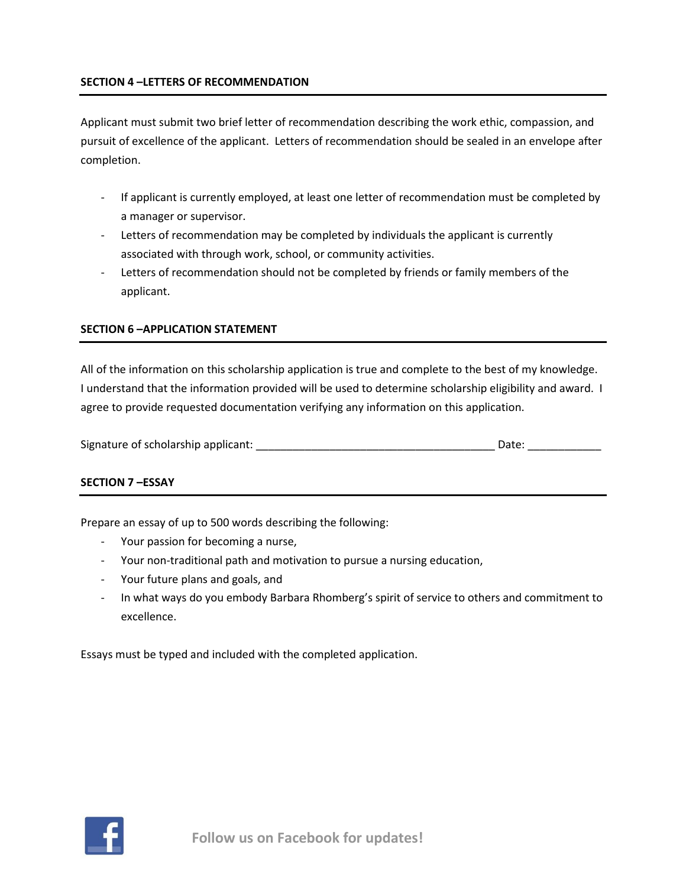**SECTION 4 –LETTERS OF RECOMMENDATION**

---

Applicant must submit two brief letter of recommendation describing the work ethic, compassion, and pursuit of excellence of the applicant. Letters of recommendation should be sealed in an envelope after completion.

- If applicant is currently employed, at least one letter of recommendation must be completed by a manager or supervisor.
- Letters of recommendation may be completed by individuals the applicant is currently associated with through work, school, or community activities.
- Letters of recommendation should not be completed by friends or family members of the applicant.

**SECTION 6 –APPLICATION STATEMENT**

---

All of the information on this scholarship application is true and complete to the best of my knowledge. I understand that the information provided will be used to determine scholarship eligibility and award. I agree to provide requested documentation verifying any information on this application.

Signature of scholarship applicant: _______________________________________ Date: ____________

**SECTION 7 –ESSAY**

---

Prepare an essay of up to 500 words describing the following:

- Your passion for becoming a nurse,
- Your non-traditional path and motivation to pursue a nursing education,
- Your future plans and goals, and
- In what ways do you embody Barbara Rhomberg's spirit of service to others and commitment to excellence.

Essays must be typed and included with the completed application.

**Follow us on Facebook for updates!**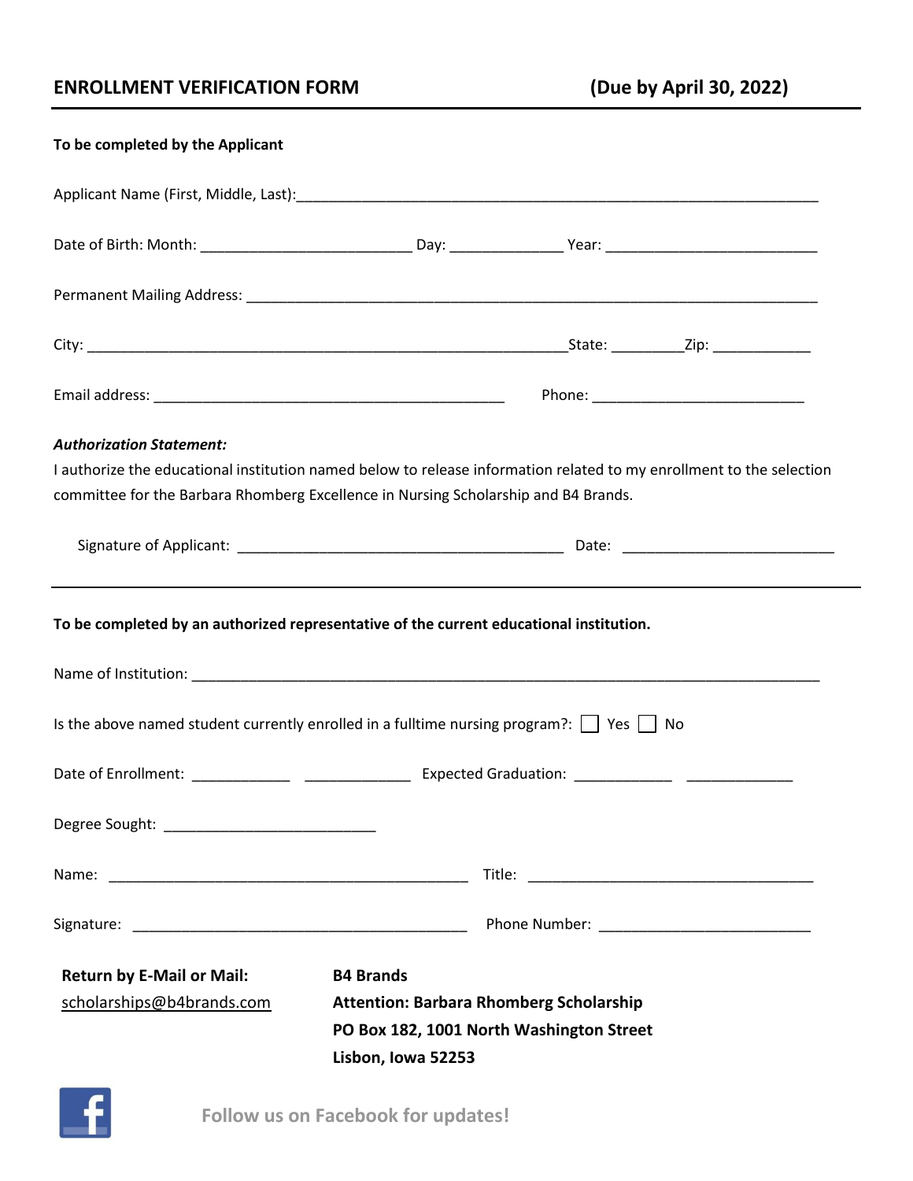## ENROLLMENT VERIFICATION FORM (Due by April 30, 2022)

**To be completed by the Applicant**

Applicant Name (First, Middle, Last):_______________________________________________________________

Date of Birth: Month: _________________________ Day: _____________ Year: _________________________

Permanent Mailing Address: _______________________________________________________________________

City: _________________________________________________________State: _________Zip: ____________

Email address: __________________________________________ Phone: _________________________

***Authorization Statement:***

I authorize the educational institution named below to release information related to my enrollment to the selection committee for the Barbara Rhomberg Excellence in Nursing Scholarship and B4 Brands.

Signature of Applicant: _______________________________________ Date: _________________________

---

**To be completed by an authorized representative of the current educational institution.**

Name of Institution: ___________________________________________________________________________

Is the above named student currently enrolled in a fulltime nursing program?: ☐ Yes ☐ No

Date of Enrollment: ____________ _____________ Expected Graduation: ____________ _____________

Degree Sought: _________________________

Name: ___________________________________________ Title: __________________________________

Signature: ________________________________________ Phone Number: _________________________

**Return by E-Mail or Mail:**
scholarships@b4brands.com

**B4 Brands**
**Attention: Barbara Rhomberg Scholarship**
**PO Box 182, 1001 North Washington Street**
**Lisbon, Iowa 52253**

**Follow us on Facebook for updates!**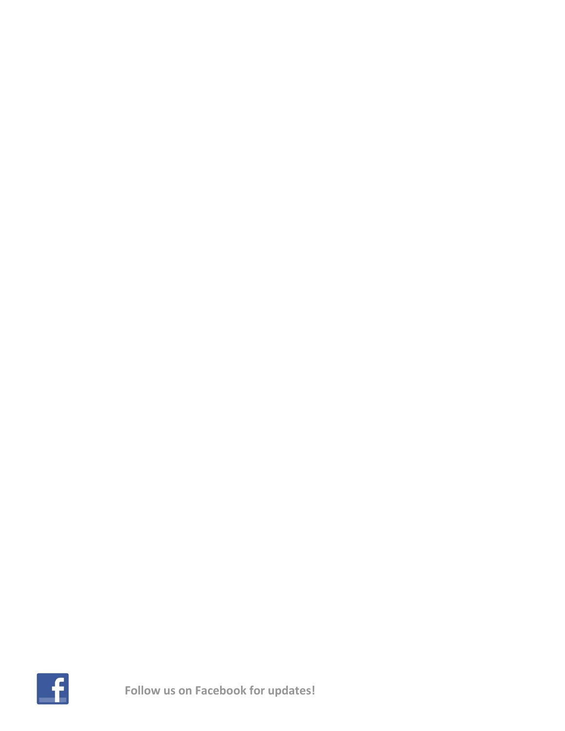Follow us on Facebook for updates!